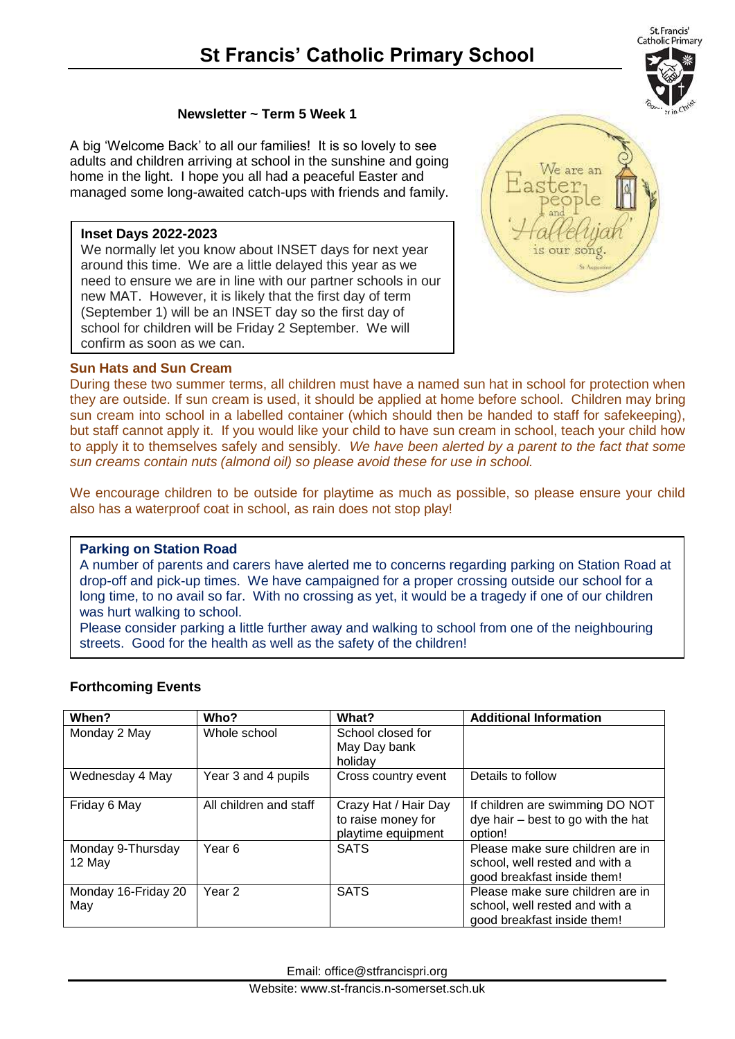# St Francis' Catholic Primary School

## Newsletter ~ Term 5 Week 1

A big 'Welcome Back' to all our families! It is so lovely to see adults and children arriving at school in the sunshine and going home in the light. I hope you all had a peaceful Easter and managed some long-awaited catch-ups with friends and family.

### Inset Days 2022-2023

We normally let you know about INSET days for next year around this time. We are a little delayed this year as we need to ensure we are in line with our partner schools in our new MAT. However, it is likely that the first day of term (September 1) will be an INSET day so the first day of school for children will be Friday 2 September. We will confirm as soon as we can.

### Sun Hats and Sun Cream

During these two summer terms, all children must have a named sun hat in school for protection when they are outside. If sun cream is used, it should be applied at home before school. Children may bring sun cream into school in a labelled container (which should then be handed to staff for safekeeping), but staff cannot apply it. If you would like your child to have sun cream in school, teach your child how to apply it to themselves safely and sensibly. *We have been alerted by a parent to the fact that some sun creams contain nuts (almond oil) so please avoid these for use in school.*

We encourage children to be outside for playtime as much as possible, so please ensure your child also has a waterproof coat in school, as rain does not stop play!

### Parking on Station Road

A number of parents and carers have alerted me to concerns regarding parking on Station Road at drop-off and pick-up times. We have campaigned for a proper crossing outside our school for a long time, to no avail so far. With no crossing as yet, it would be a tragedy if one of our children was hurt walking to school.

Please consider parking a little further away and walking to school from one of the neighbouring streets. Good for the health as well as the safety of the children!

### Forthcoming Events

| When? | Who? | What? | Additional Information |
|---|---|---|---|
| Monday 2 May | Whole school | School closed for May Day bank holiday | |
| Wednesday 4 May | Year 3 and 4 pupils | Cross country event | Details to follow |
| Friday 6 May | All children and staff | Crazy Hat / Hair Day to raise money for playtime equipment | If children are swimming DO NOT dye hair – best to go with the hat option! |
| Monday 9-Thursday 12 May | Year 6 | SATS | Please make sure children are in school, well rested and with a good breakfast inside them! |
| Monday 16-Friday 20 May | Year 2 | SATS | Please make sure children are in school, well rested and with a good breakfast inside them! |

Email: office@stfrancispri.org

Website: www.st-francis.n-somerset.sch.uk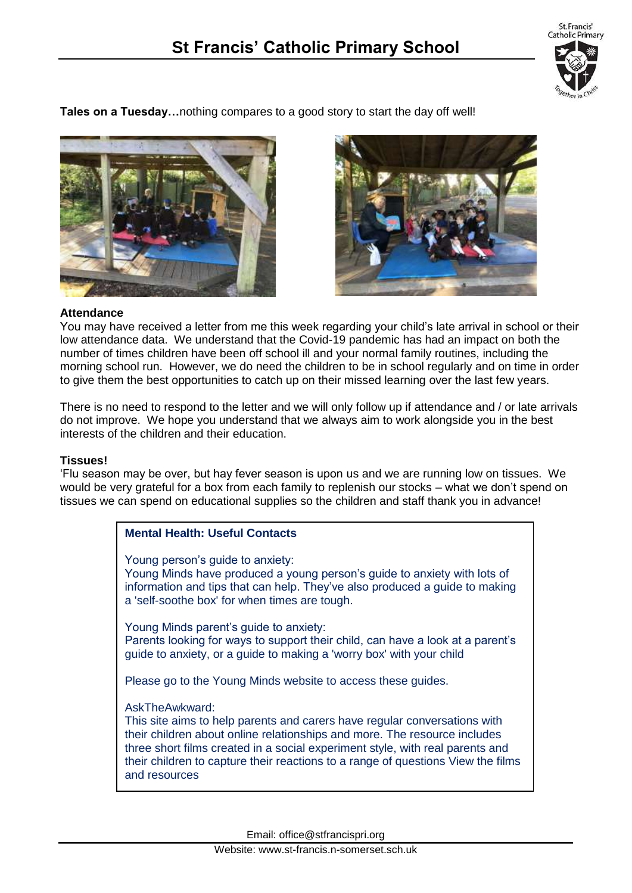**Tales on a Tuesday…**nothing compares to a good story to start the day off well!

**Attendance**

You may have received a letter from me this week regarding your child's late arrival in school or their low attendance data. We understand that the Covid-19 pandemic has had an impact on both the number of times children have been off school ill and your normal family routines, including the morning school run. However, we do need the children to be in school regularly and on time in order to give them the best opportunities to catch up on their missed learning over the last few years.

There is no need to respond to the letter and we will only follow up if attendance and / or late arrivals do not improve. We hope you understand that we always aim to work alongside you in the best interests of the children and their education.

**Tissues!**

'Flu season may be over, but hay fever season is upon us and we are running low on tissues. We would be very grateful for a box from each family to replenish our stocks – what we don't spend on tissues we can spend on educational supplies so the children and staff thank you in advance!

**Mental Health: Useful Contacts**

Young person's guide to anxiety:
Young Minds have produced a young person's guide to anxiety with lots of information and tips that can help. They've also produced a guide to making a 'self-soothe box' for when times are tough.

Young Minds parent's guide to anxiety:
Parents looking for ways to support their child, can have a look at a parent's guide to anxiety, or a guide to making a 'worry box' with your child

Please go to the Young Minds website to access these guides.

AskTheAwkward:
This site aims to help parents and carers have regular conversations with their children about online relationships and more. The resource includes three short films created in a social experiment style, with real parents and their children to capture their reactions to a range of questions View the films and resources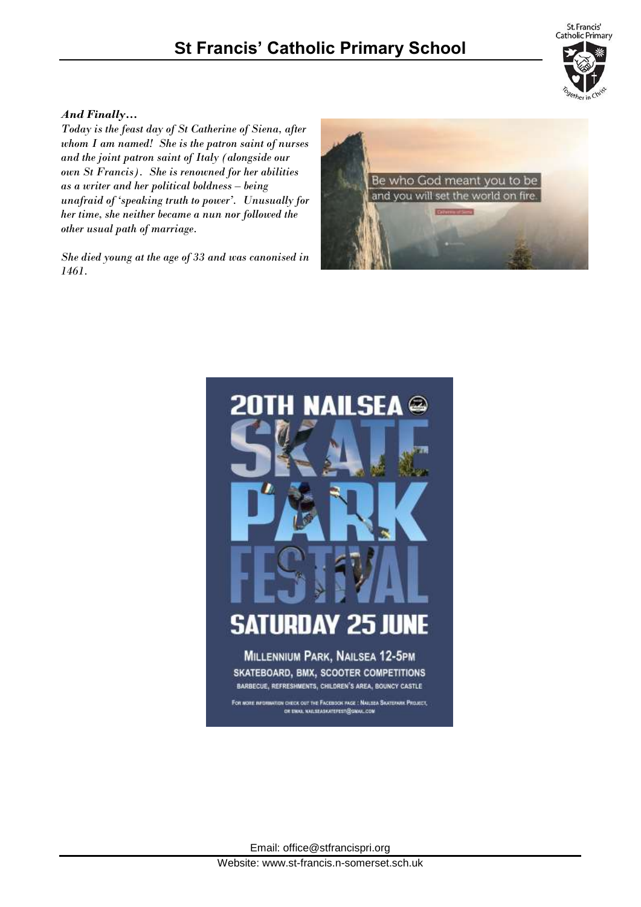*And Finally…*

*Today is the feast day of St Catherine of Siena, after whom I am named! She is the patron saint of nurses and the joint patron saint of Italy (alongside our own St Francis). She is renowned for her abilities as a writer and her political boldness – being unafraid of 'speaking truth to power'. Unusually for her time, she neither became a nun nor followed the other usual path of marriage.*

*She died young at the age of 33 and was canonised in 1461.*

Be who God meant you to be and you will set the world on fire.

Catherine of Siena

20TH NAILSEA SKATE PARK FESTIVAL

SATURDAY 25 JUNE

MILLENNIUM PARK, NAILSEA 12-5PM

SKATEBOARD, BMX, SCOOTER COMPETITIONS

BARBECUE, REFRESHMENTS, CHILDREN'S AREA, BOUNCY CASTLE

FOR MORE INFORMATION CHECK OUT THE FACEBOOK PAGE : NAILSEA SKATEPARK PROJECT, OR EMAIL NAILSEASKATEFEST@GMAIL.COM